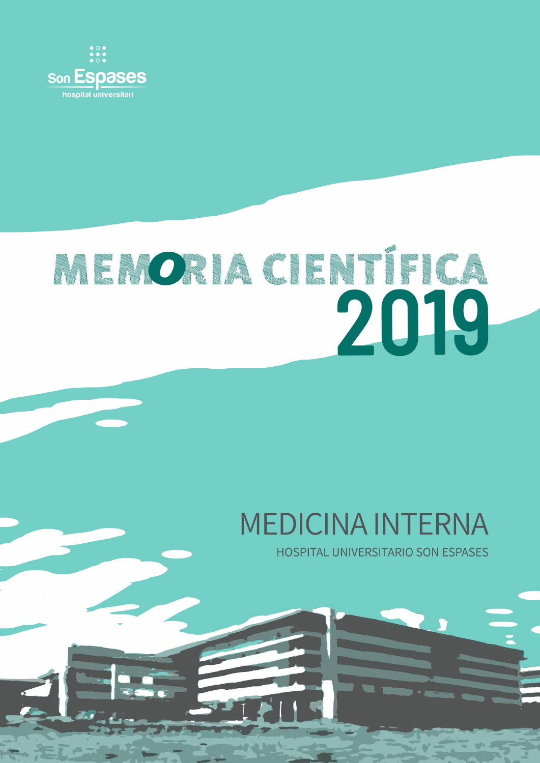Son Espases
hospital universitari

# MEMORIA CIENTÍFICA 2019

## MEDICINA INTERNA

HOSPITAL UNIVERSITARIO SON ESPASES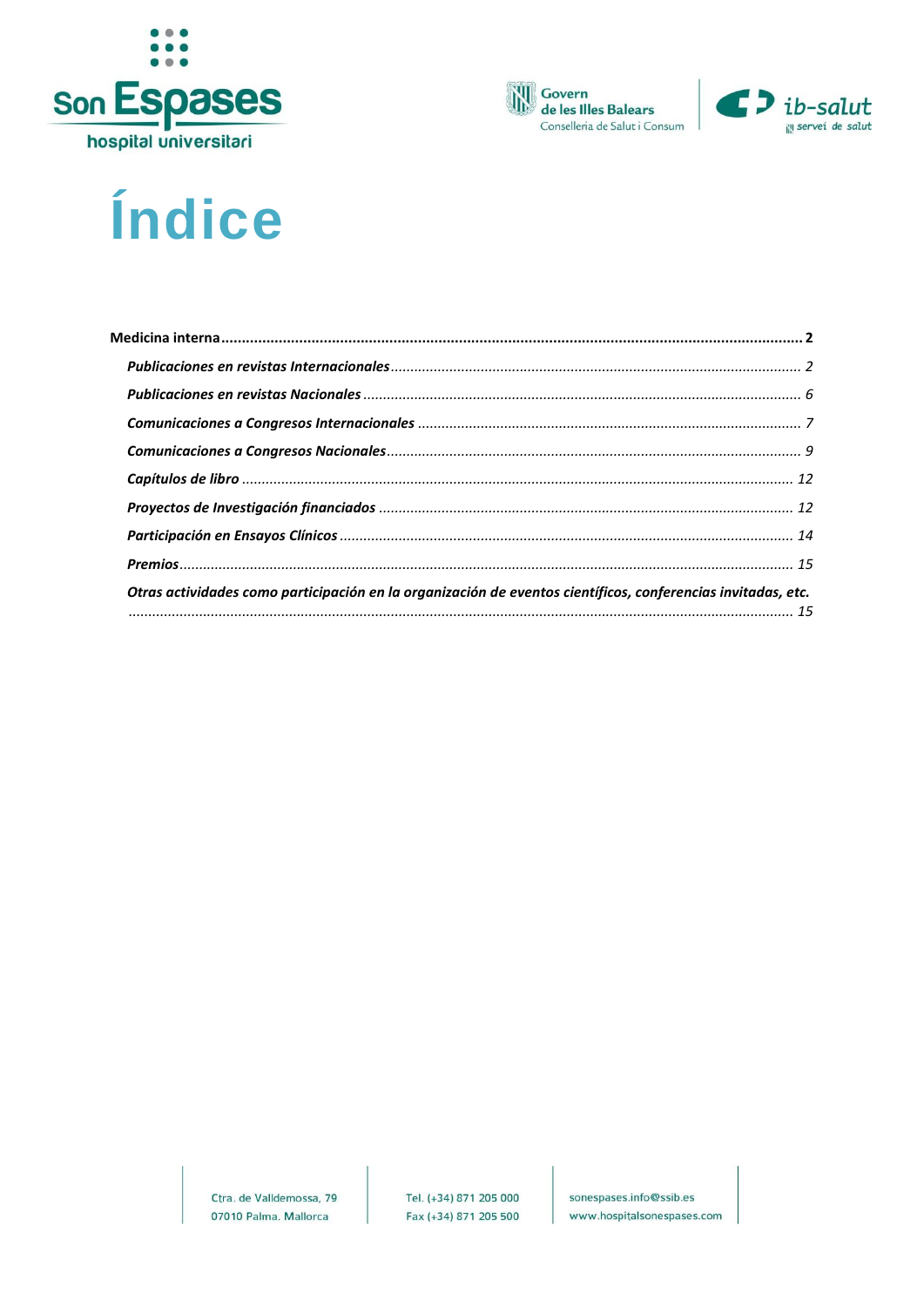# Índice

**Medicina interna** .......... **2**

- ***Publicaciones en revistas Internacionales*** .......... *2*
- ***Publicaciones en revistas Nacionales*** .......... *6*
- ***Comunicaciones a Congresos Internacionales*** .......... *7*
- ***Comunicaciones a Congresos Nacionales*** .......... *9*
- ***Capítulos de libro*** .......... *12*
- ***Proyectos de Investigación financiados*** .......... *12*
- ***Participación en Ensayos Clínicos*** .......... *14*
- ***Premios*** .......... *15*
- ***Otras actividades como participación en la organización de eventos científicos, conferencias invitadas, etc.*** .......... *15*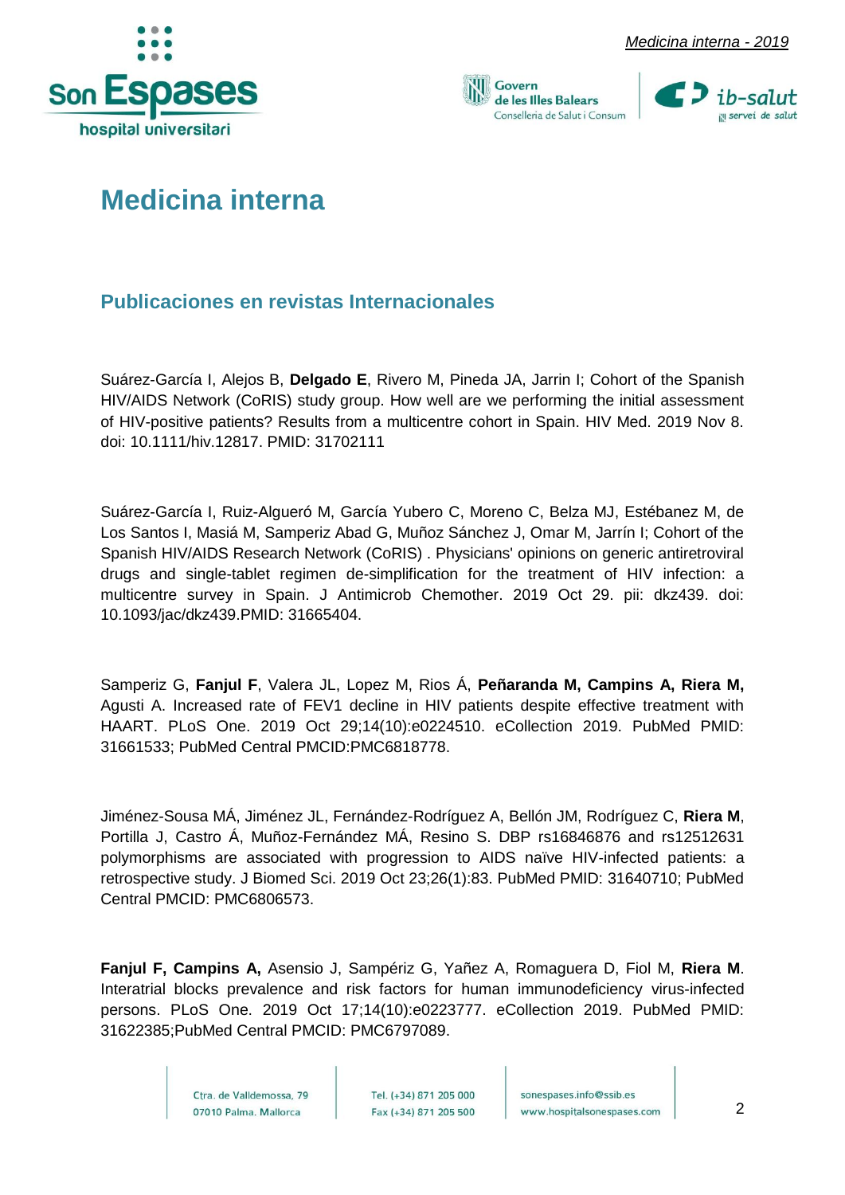# Medicina interna

## Publicaciones en revistas Internacionales

Suárez-García I, Alejos B, **Delgado E**, Rivero M, Pineda JA, Jarrin I; Cohort of the Spanish HIV/AIDS Network (CoRIS) study group. How well are we performing the initial assessment of HIV-positive patients? Results from a multicentre cohort in Spain. HIV Med. 2019 Nov 8. doi: 10.1111/hiv.12817. PMID: 31702111

Suárez-García I, Ruiz-Algueró M, García Yubero C, Moreno C, Belza MJ, Estébanez M, de Los Santos I, Masiá M, Samperiz Abad G, Muñoz Sánchez J, Omar M, Jarrín I; Cohort of the Spanish HIV/AIDS Research Network (CoRIS) . Physicians' opinions on generic antiretroviral drugs and single-tablet regimen de-simplification for the treatment of HIV infection: a multicentre survey in Spain. J Antimicrob Chemother. 2019 Oct 29. pii: dkz439. doi: 10.1093/jac/dkz439.PMID: 31665404.

Samperiz G, **Fanjul F**, Valera JL, Lopez M, Rios Á, **Peñaranda M, Campins A, Riera M,** Agusti A. Increased rate of FEV1 decline in HIV patients despite effective treatment with HAART. PLoS One. 2019 Oct 29;14(10):e0224510. eCollection 2019. PubMed PMID: 31661533; PubMed Central PMCID:PMC6818778.

Jiménez-Sousa MÁ, Jiménez JL, Fernández-Rodríguez A, Bellón JM, Rodríguez C, **Riera M**, Portilla J, Castro Á, Muñoz-Fernández MÁ, Resino S. DBP rs16846876 and rs12512631 polymorphisms are associated with progression to AIDS naïve HIV-infected patients: a retrospective study. J Biomed Sci. 2019 Oct 23;26(1):83. PubMed PMID: 31640710; PubMed Central PMCID: PMC6806573.

**Fanjul F, Campins A,** Asensio J, Sampériz G, Yañez A, Romaguera D, Fiol M, **Riera M**. Interatrial blocks prevalence and risk factors for human immunodeficiency virus-infected persons. PLoS One. 2019 Oct 17;14(10):e0223777. eCollection 2019. PubMed PMID: 31622385;PubMed Central PMCID: PMC6797089.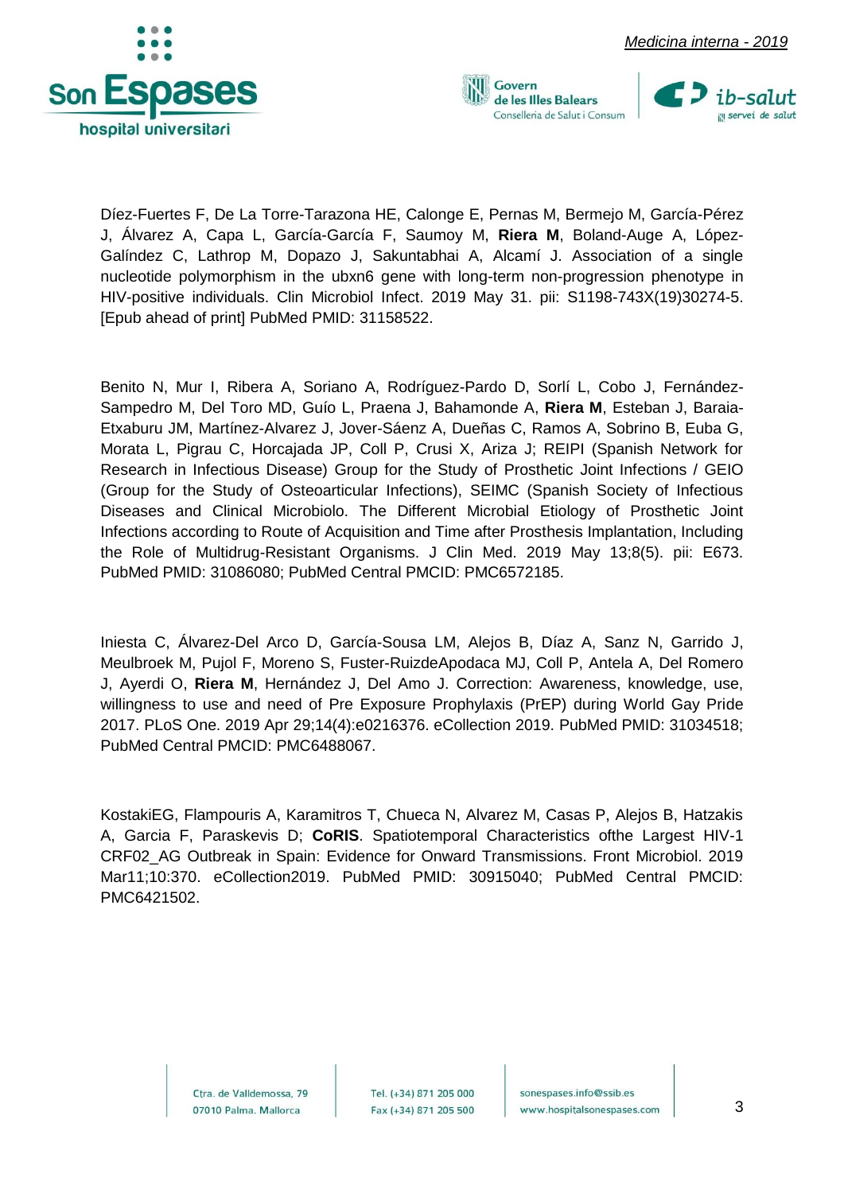Díez-Fuertes F, De La Torre-Tarazona HE, Calonge E, Pernas M, Bermejo M, García-Pérez J, Álvarez A, Capa L, García-García F, Saumoy M, **Riera M**, Boland-Auge A, López-Galíndez C, Lathrop M, Dopazo J, Sakuntabhai A, Alcamí J. Association of a single nucleotide polymorphism in the ubxn6 gene with long-term non-progression phenotype in HIV-positive individuals. Clin Microbiol Infect. 2019 May 31. pii: S1198-743X(19)30274-5. [Epub ahead of print] PubMed PMID: 31158522.

Benito N, Mur I, Ribera A, Soriano A, Rodríguez-Pardo D, Sorlí L, Cobo J, Fernández-Sampedro M, Del Toro MD, Guío L, Praena J, Bahamonde A, **Riera M**, Esteban J, Baraia-Etxaburu JM, Martínez-Alvarez J, Jover-Sáenz A, Dueñas C, Ramos A, Sobrino B, Euba G, Morata L, Pigrau C, Horcajada JP, Coll P, Crusi X, Ariza J; REIPI (Spanish Network for Research in Infectious Disease) Group for the Study of Prosthetic Joint Infections / GEIO (Group for the Study of Osteoarticular Infections), SEIMC (Spanish Society of Infectious Diseases and Clinical Microbiolo. The Different Microbial Etiology of Prosthetic Joint Infections according to Route of Acquisition and Time after Prosthesis Implantation, Including the Role of Multidrug-Resistant Organisms. J Clin Med. 2019 May 13;8(5). pii: E673. PubMed PMID: 31086080; PubMed Central PMCID: PMC6572185.

Iniesta C, Álvarez-Del Arco D, García-Sousa LM, Alejos B, Díaz A, Sanz N, Garrido J, Meulbroek M, Pujol F, Moreno S, Fuster-RuizdeApodaca MJ, Coll P, Antela A, Del Romero J, Ayerdi O, **Riera M**, Hernández J, Del Amo J. Correction: Awareness, knowledge, use, willingness to use and need of Pre Exposure Prophylaxis (PrEP) during World Gay Pride 2017. PLoS One. 2019 Apr 29;14(4):e0216376. eCollection 2019. PubMed PMID: 31034518; PubMed Central PMCID: PMC6488067.

KostakiEG, Flampouris A, Karamitros T, Chueca N, Alvarez M, Casas P, Alejos B, Hatzakis A, Garcia F, Paraskevis D; **CoRIS**. Spatiotemporal Characteristics ofthe Largest HIV-1 CRF02_AG Outbreak in Spain: Evidence for Onward Transmissions. Front Microbiol. 2019 Mar11;10:370. eCollection2019. PubMed PMID: 30915040; PubMed Central PMCID: PMC6421502.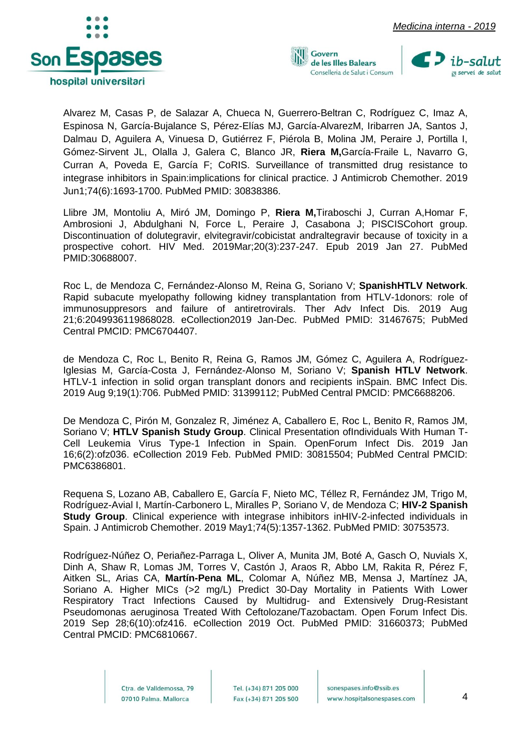Alvarez M, Casas P, de Salazar A, Chueca N, Guerrero-Beltran C, Rodríguez C, Imaz A, Espinosa N, García-Bujalance S, Pérez-Elías MJ, García-AlvarezM, Iribarren JA, Santos J, Dalmau D, Aguilera A, Vinuesa D, Gutiérrez F, Piérola B, Molina JM, Peraire J, Portilla I, Gómez-Sirvent JL, Olalla J, Galera C, Blanco JR, **Riera M,**García-Fraile L, Navarro G, Curran A, Poveda E, García F; CoRIS. Surveillance of transmitted drug resistance to integrase inhibitors in Spain:implications for clinical practice. J Antimicrob Chemother. 2019 Jun1;74(6):1693-1700. PubMed PMID: 30838386.

Llibre JM, Montoliu A, Miró JM, Domingo P, **Riera M,**Tiraboschi J, Curran A,Homar F, Ambrosioni J, Abdulghani N, Force L, Peraire J, Casabona J; PISCISCohort group. Discontinuation of dolutegravir, elvitegravir/cobicistat andraltegravir because of toxicity in a prospective cohort. HIV Med. 2019Mar;20(3):237-247. Epub 2019 Jan 27. PubMed PMID:30688007.

Roc L, de Mendoza C, Fernández-Alonso M, Reina G, Soriano V; **SpanishHTLV Network**. Rapid subacute myelopathy following kidney transplantation from HTLV-1donors: role of immunosuppresors and failure of antiretrovirals. Ther Adv Infect Dis. 2019 Aug 21;6:2049936119868028. eCollection2019 Jan-Dec. PubMed PMID: 31467675; PubMed Central PMCID: PMC6704407.

de Mendoza C, Roc L, Benito R, Reina G, Ramos JM, Gómez C, Aguilera A, Rodríguez-Iglesias M, García-Costa J, Fernández-Alonso M, Soriano V; **Spanish HTLV Network**. HTLV-1 infection in solid organ transplant donors and recipients inSpain. BMC Infect Dis. 2019 Aug 9;19(1):706. PubMed PMID: 31399112; PubMed Central PMCID: PMC6688206.

De Mendoza C, Pirón M, Gonzalez R, Jiménez A, Caballero E, Roc L, Benito R, Ramos JM, Soriano V; **HTLV Spanish Study Group**. Clinical Presentation ofIndividuals With Human T-Cell Leukemia Virus Type-1 Infection in Spain. OpenForum Infect Dis. 2019 Jan 16;6(2):ofz036. eCollection 2019 Feb. PubMed PMID: 30815504; PubMed Central PMCID: PMC6386801.

Requena S, Lozano AB, Caballero E, García F, Nieto MC, Téllez R, Fernández JM, Trigo M, Rodríguez-Avial I, Martín-Carbonero L, Miralles P, Soriano V, de Mendoza C; **HIV-2 Spanish Study Group**. Clinical experience with integrase inhibitors inHIV-2-infected individuals in Spain. J Antimicrob Chemother. 2019 May1;74(5):1357-1362. PubMed PMID: 30753573.

Rodríguez-Núñez O, Periañez-Parraga L, Oliver A, Munita JM, Boté A, Gasch O, Nuvials X, Dinh A, Shaw R, Lomas JM, Torres V, Castón J, Araos R, Abbo LM, Rakita R, Pérez F, Aitken SL, Arias CA, **Martín-Pena ML**, Colomar A, Núñez MB, Mensa J, Martínez JA, Soriano A. Higher MICs (>2 mg/L) Predict 30-Day Mortality in Patients With Lower Respiratory Tract Infections Caused by Multidrug- and Extensively Drug-Resistant Pseudomonas aeruginosa Treated With Ceftolozane/Tazobactam. Open Forum Infect Dis. 2019 Sep 28;6(10):ofz416. eCollection 2019 Oct. PubMed PMID: 31660373; PubMed Central PMCID: PMC6810667.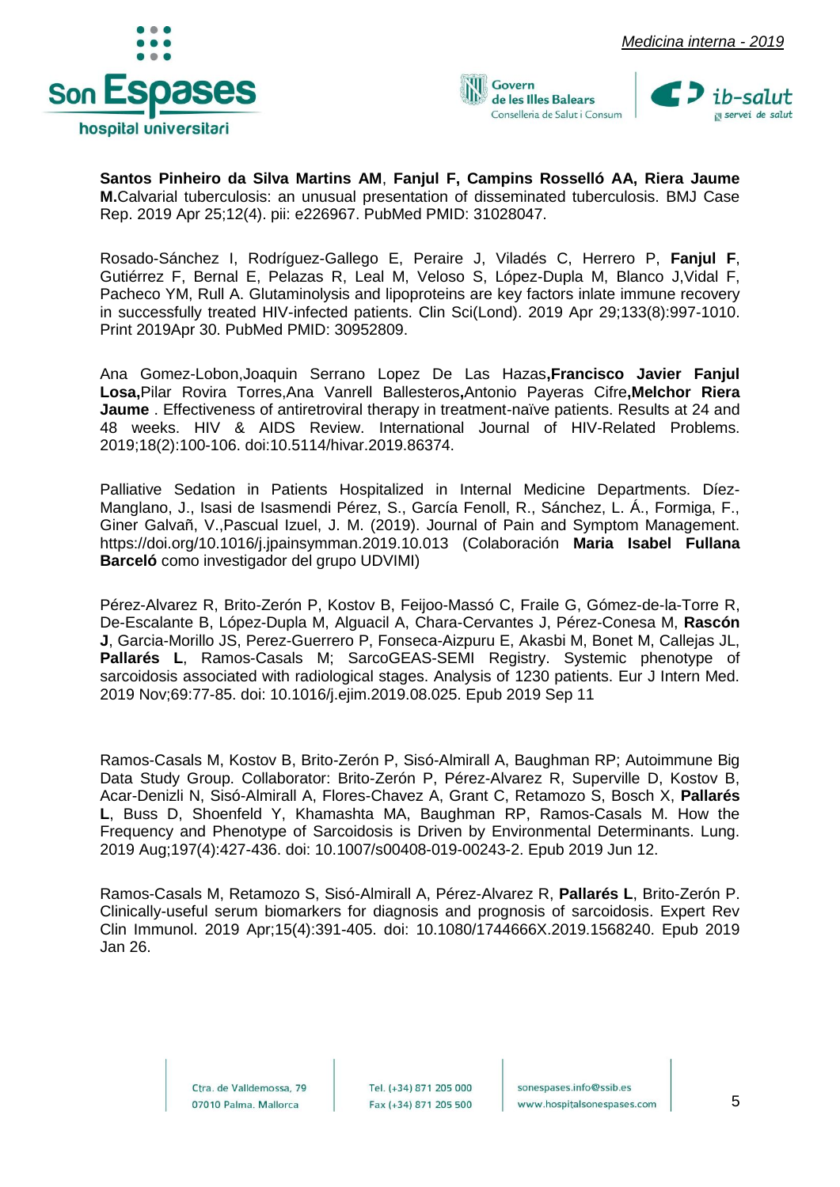**Santos Pinheiro da Silva Martins AM**, **Fanjul F, Campins Rosselló AA, Riera Jaume M.**Calvarial tuberculosis: an unusual presentation of disseminated tuberculosis. BMJ Case Rep. 2019 Apr 25;12(4). pii: e226967. PubMed PMID: 31028047.

Rosado-Sánchez I, Rodríguez-Gallego E, Peraire J, Viladés C, Herrero P, **Fanjul F**, Gutiérrez F, Bernal E, Pelazas R, Leal M, Veloso S, López-Dupla M, Blanco J,Vidal F, Pacheco YM, Rull A. Glutaminolysis and lipoproteins are key factors inlate immune recovery in successfully treated HIV-infected patients. Clin Sci(Lond). 2019 Apr 29;133(8):997-1010. Print 2019Apr 30. PubMed PMID: 30952809.

Ana Gomez-Lobon,Joaquin Serrano Lopez De Las Hazas,**Francisco Javier Fanjul Losa,**Pilar Rovira Torres,Ana Vanrell Ballesteros**,**Antonio Payeras Cifre**,Melchor Riera Jaume** . Effectiveness of antiretroviral therapy in treatment-naïve patients. Results at 24 and 48 weeks. HIV & AIDS Review. International Journal of HIV-Related Problems. 2019;18(2):100-106. doi:10.5114/hivar.2019.86374.

Palliative Sedation in Patients Hospitalized in Internal Medicine Departments. Díez-Manglano, J., Isasi de Isasmendi Pérez, S., García Fenoll, R., Sánchez, L. Á., Formiga, F., Giner Galvañ, V.,Pascual Izuel, J. M. (2019). Journal of Pain and Symptom Management. https://doi.org/10.1016/j.jpainsymman.2019.10.013 (Colaboración **Maria Isabel Fullana Barceló** como investigador del grupo UDVIMI)

Pérez-Alvarez R, Brito-Zerón P, Kostov B, Feijoo-Massó C, Fraile G, Gómez-de-la-Torre R, De-Escalante B, López-Dupla M, Alguacil A, Chara-Cervantes J, Pérez-Conesa M, **Rascón J**, Garcia-Morillo JS, Perez-Guerrero P, Fonseca-Aizpuru E, Akasbi M, Bonet M, Callejas JL, **Pallarés L**, Ramos-Casals M; SarcoGEAS-SEMI Registry. Systemic phenotype of sarcoidosis associated with radiological stages. Analysis of 1230 patients. Eur J Intern Med. 2019 Nov;69:77-85. doi: 10.1016/j.ejim.2019.08.025. Epub 2019 Sep 11

Ramos-Casals M, Kostov B, Brito-Zerón P, Sisó-Almirall A, Baughman RP; Autoimmune Big Data Study Group. Collaborator: Brito-Zerón P, Pérez-Alvarez R, Superville D, Kostov B, Acar-Denizli N, Sisó-Almirall A, Flores-Chavez A, Grant C, Retamozo S, Bosch X, **Pallarés L**, Buss D, Shoenfeld Y, Khamashta MA, Baughman RP, Ramos-Casals M. How the Frequency and Phenotype of Sarcoidosis is Driven by Environmental Determinants. Lung. 2019 Aug;197(4):427-436. doi: 10.1007/s00408-019-00243-2. Epub 2019 Jun 12.

Ramos-Casals M, Retamozo S, Sisó-Almirall A, Pérez-Alvarez R, **Pallarés L**, Brito-Zerón P. Clinically-useful serum biomarkers for diagnosis and prognosis of sarcoidosis. Expert Rev Clin Immunol. 2019 Apr;15(4):391-405. doi: 10.1080/1744666X.2019.1568240. Epub 2019 Jan 26.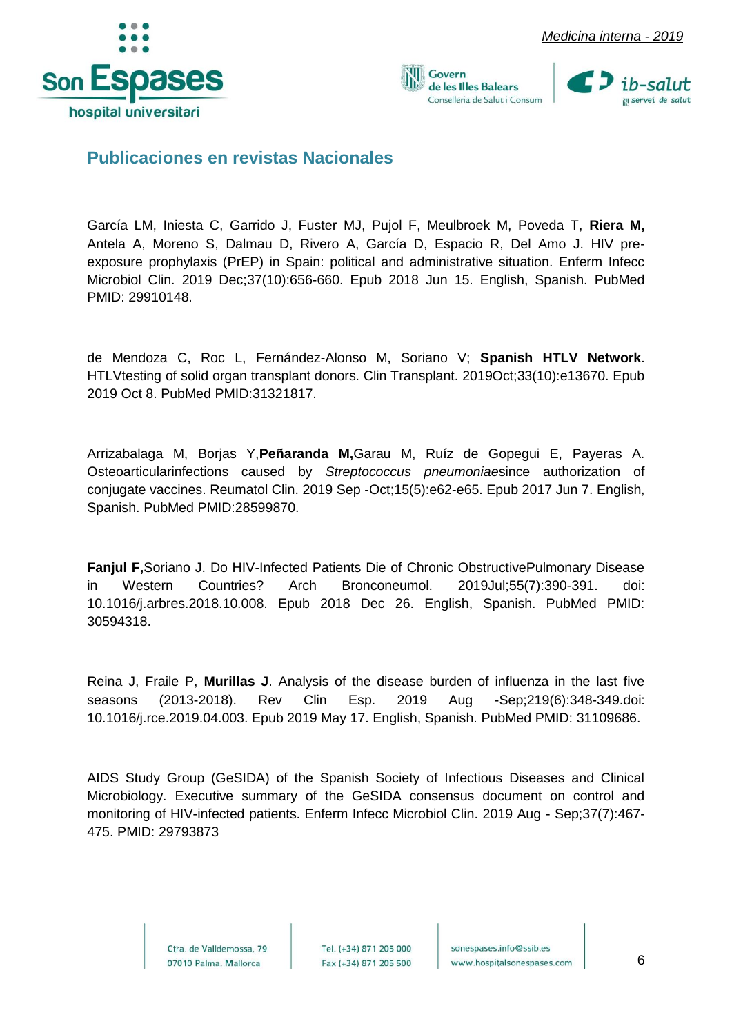## Publicaciones en revistas Nacionales

García LM, Iniesta C, Garrido J, Fuster MJ, Pujol F, Meulbroek M, Poveda T, **Riera M,** Antela A, Moreno S, Dalmau D, Rivero A, García D, Espacio R, Del Amo J. HIV pre-exposure prophylaxis (PrEP) in Spain: political and administrative situation. Enferm Infecc Microbiol Clin. 2019 Dec;37(10):656-660. Epub 2018 Jun 15. English, Spanish. PubMed PMID: 29910148.

de Mendoza C, Roc L, Fernández-Alonso M, Soriano V; **Spanish HTLV Network**. HTLVtesting of solid organ transplant donors. Clin Transplant. 2019Oct;33(10):e13670. Epub 2019 Oct 8. PubMed PMID:31321817.

Arrizabalaga M, Borjas Y,**Peñaranda M,**Garau M, Ruíz de Gopegui E, Payeras A. Osteoarticularinfections caused by *Streptococcus pneumoniae*since authorization of conjugate vaccines. Reumatol Clin. 2019 Sep -Oct;15(5):e62-e65. Epub 2017 Jun 7. English, Spanish. PubMed PMID:28599870.

**Fanjul F,**Soriano J. Do HIV-Infected Patients Die of Chronic ObstructivePulmonary Disease in Western Countries? Arch Bronconeumol. 2019Jul;55(7):390-391. doi: 10.1016/j.arbres.2018.10.008. Epub 2018 Dec 26. English, Spanish. PubMed PMID: 30594318.

Reina J, Fraile P, **Murillas J**. Analysis of the disease burden of influenza in the last five seasons (2013-2018). Rev Clin Esp. 2019 Aug -Sep;219(6):348-349.doi: 10.1016/j.rce.2019.04.003. Epub 2019 May 17. English, Spanish. PubMed PMID: 31109686.

AIDS Study Group (GeSIDA) of the Spanish Society of Infectious Diseases and Clinical Microbiology. Executive summary of the GeSIDA consensus document on control and monitoring of HIV-infected patients. Enferm Infecc Microbiol Clin. 2019 Aug - Sep;37(7):467-475. PMID: 29793873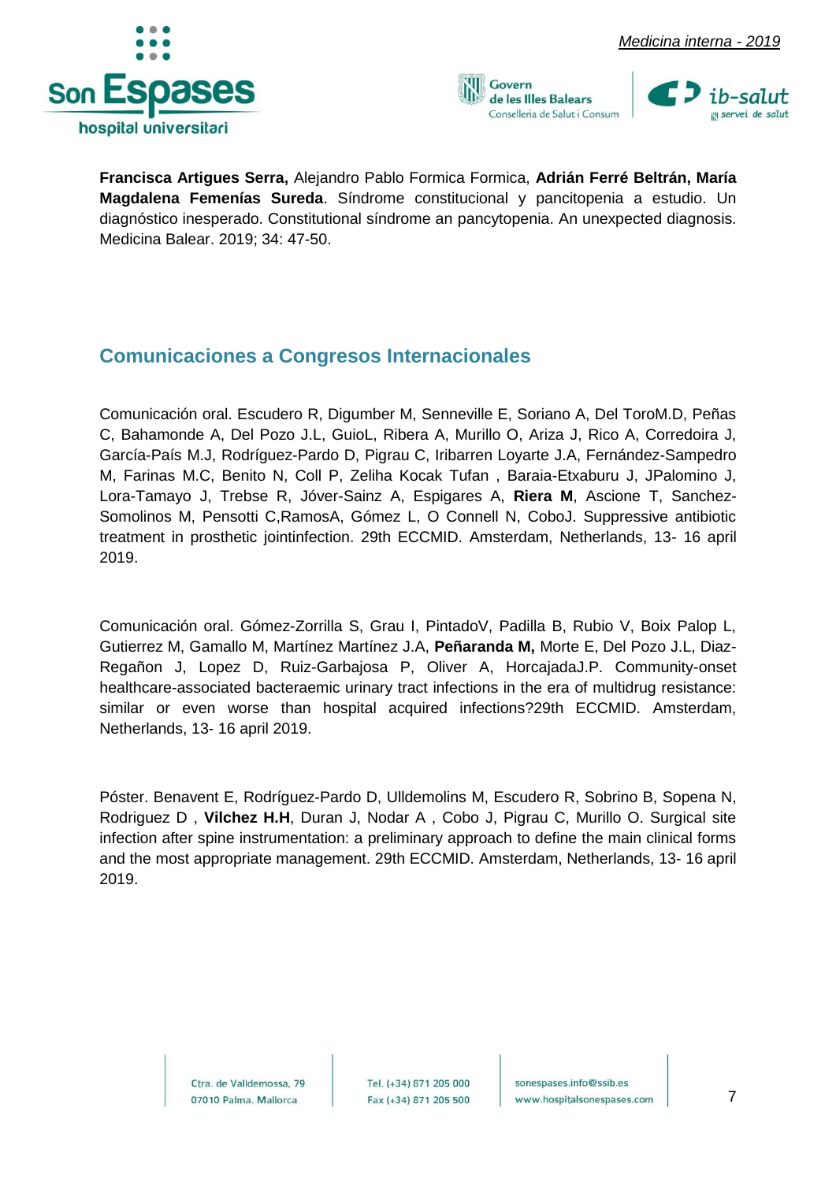**Francisca Artigues Serra,** Alejandro Pablo Formica Formica, **Adrián Ferré Beltrán, María Magdalena Femenías Sureda**. Síndrome constitucional y pancitopenia a estudio. Un diagnóstico inesperado. Constitutional síndrome an pancytopenia. An unexpected diagnosis. Medicina Balear. 2019; 34: 47-50.

## Comunicaciones a Congresos Internacionales

Comunicación oral. Escudero R, Digumber M, Senneville E, Soriano A, Del ToroM.D, Peñas C, Bahamonde A, Del Pozo J.L, GuioL, Ribera A, Murillo O, Ariza J, Rico A, Corredoira J, García-País M.J, Rodríguez-Pardo D, Pigrau C, Iribarren Loyarte J.A, Fernández-Sampedro M, Farinas M.C, Benito N, Coll P, Zeliha Kocak Tufan , Baraia-Etxaburu J, JPalomino J, Lora-Tamayo J, Trebse R, Jóver-Sainz A, Espigares A, **Riera M**, Ascione T, Sanchez-Somolinos M, Pensotti C,RamosA, Gómez L, O Connell N, CoboJ. Suppressive antibiotic treatment in prosthetic jointinfection. 29th ECCMID. Amsterdam, Netherlands, 13- 16 april 2019.

Comunicación oral. Gómez-Zorrilla S, Grau I, PintadoV, Padilla B, Rubio V, Boix Palop L, Gutierrez M, Gamallo M, Martínez Martínez J.A, **Peñaranda M,** Morte E, Del Pozo J.L, Diaz-Regañon J, Lopez D, Ruiz-Garbajosa P, Oliver A, HorcajadaJ.P. Community-onset healthcare-associated bacteraemic urinary tract infections in the era of multidrug resistance: similar or even worse than hospital acquired infections?29th ECCMID. Amsterdam, Netherlands, 13- 16 april 2019.

Póster. Benavent E, Rodríguez-Pardo D, Ulldemolins M, Escudero R, Sobrino B, Sopena N, Rodriguez D , **Vilchez H.H**, Duran J, Nodar A , Cobo J, Pigrau C, Murillo O. Surgical site infection after spine instrumentation: a preliminary approach to define the main clinical forms and the most appropriate management. 29th ECCMID. Amsterdam, Netherlands, 13- 16 april 2019.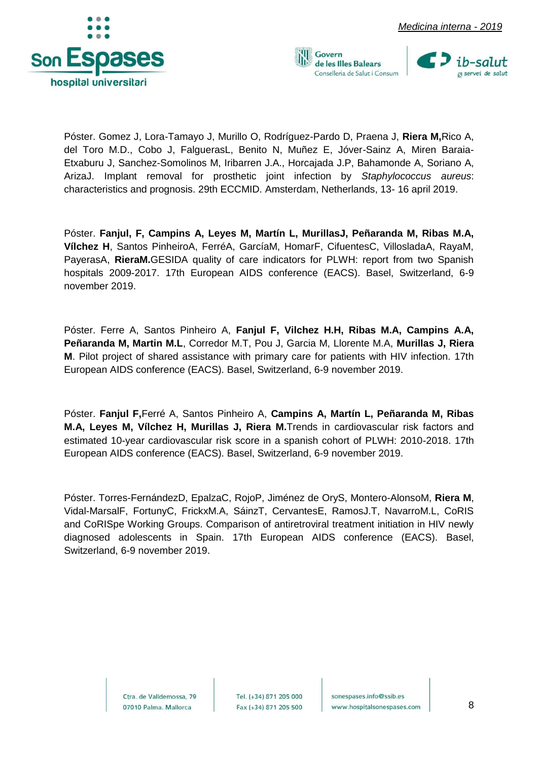Póster. Gomez J, Lora-Tamayo J, Murillo O, Rodríguez-Pardo D, Praena J, **Riera M,**Rico A, del Toro M.D., Cobo J, FalguerasL, Benito N, Muñez E, Jóver-Sainz A, Miren Baraia-Etxaburu J, Sanchez-Somolinos M, Iribarren J.A., Horcajada J.P, Bahamonde A, Soriano A, ArizaJ. Implant removal for prosthetic joint infection by *Staphylococcus aureus*: characteristics and prognosis. 29th ECCMID. Amsterdam, Netherlands, 13- 16 april 2019.

Póster. **Fanjul, F, Campins A, Leyes M, Martín L, MurillasJ, Peñaranda M, Ribas M.A, Vílchez H**, Santos PinheiroA, FerréA, GarcíaM, HomarF, CifuentesC, VillosladaA, RayaM, PayerasA, **RieraM.**GESIDA quality of care indicators for PLWH: report from two Spanish hospitals 2009-2017. 17th European AIDS conference (EACS). Basel, Switzerland, 6-9 november 2019.

Póster. Ferre A, Santos Pinheiro A, **Fanjul F, Vilchez H.H, Ribas M.A, Campins A.A, Peñaranda M, Martin M.L**, Corredor M.T, Pou J, Garcia M, Llorente M.A, **Murillas J, Riera M**. Pilot project of shared assistance with primary care for patients with HIV infection. 17th European AIDS conference (EACS). Basel, Switzerland, 6-9 november 2019.

Póster. **Fanjul F,**Ferré A, Santos Pinheiro A, **Campins A, Martín L, Peñaranda M, Ribas M.A, Leyes M, Vílchez H, Murillas J, Riera M.**Trends in cardiovascular risk factors and estimated 10-year cardiovascular risk score in a spanish cohort of PLWH: 2010-2018. 17th European AIDS conference (EACS). Basel, Switzerland, 6-9 november 2019.

Póster. Torres-FernándezD, EpalzaC, RojoP, Jiménez de OryS, Montero-AlonsoM, **Riera M**, Vidal-MarsalF, FortunyC, FrickxM.A, SáinzT, CervantesE, RamosJ.T, NavarroM.L, CoRIS and CoRISpe Working Groups. Comparison of antiretroviral treatment initiation in HIV newly diagnosed adolescents in Spain. 17th European AIDS conference (EACS). Basel, Switzerland, 6-9 november 2019.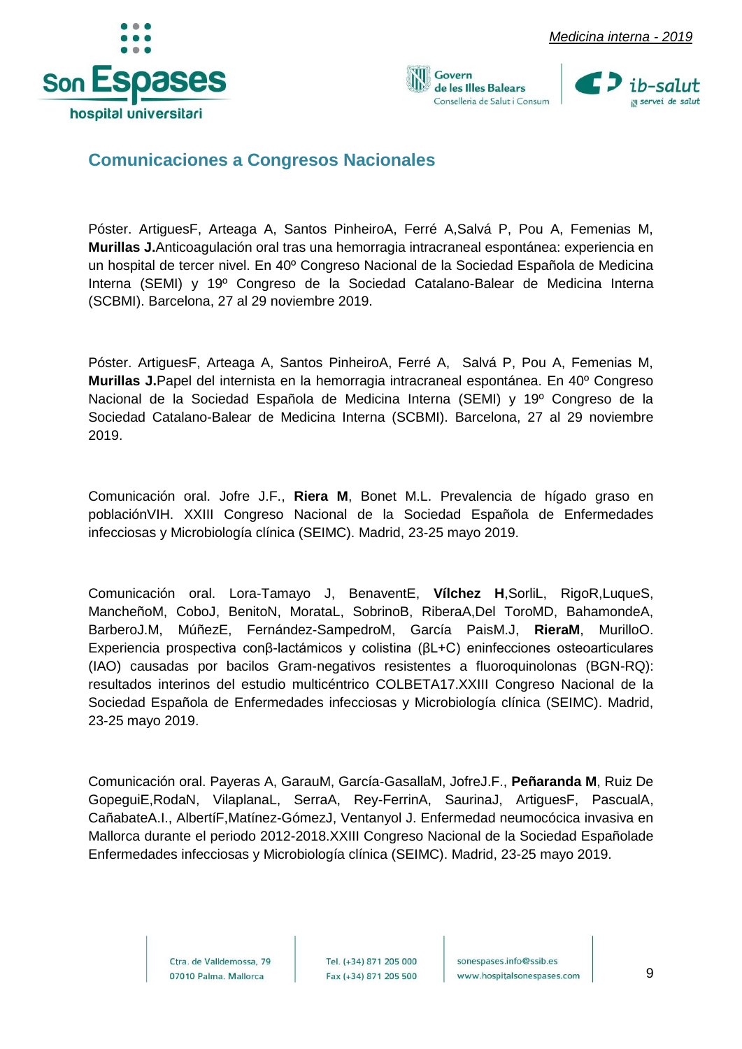## Comunicaciones a Congresos Nacionales

Póster. ArtiguesF, Arteaga A, Santos PinheiroA, Ferré A,Salvá P, Pou A, Femenias M, **Murillas J.**Anticoagulación oral tras una hemorragia intracraneal espontánea: experiencia en un hospital de tercer nivel. En 40º Congreso Nacional de la Sociedad Española de Medicina Interna (SEMI) y 19º Congreso de la Sociedad Catalano-Balear de Medicina Interna (SCBMI). Barcelona, 27 al 29 noviembre 2019.

Póster. ArtiguesF, Arteaga A, Santos PinheiroA, Ferré A, Salvá P, Pou A, Femenias M, **Murillas J.**Papel del internista en la hemorragia intracraneal espontánea. En 40º Congreso Nacional de la Sociedad Española de Medicina Interna (SEMI) y 19º Congreso de la Sociedad Catalano-Balear de Medicina Interna (SCBMI). Barcelona, 27 al 29 noviembre 2019.

Comunicación oral. Jofre J.F., **Riera M**, Bonet M.L. Prevalencia de hígado graso en poblaciónVIH. XXIII Congreso Nacional de la Sociedad Española de Enfermedades infecciosas y Microbiología clínica (SEIMC). Madrid, 23-25 mayo 2019.

Comunicación oral. Lora-Tamayo J, BenaventE, **Vílchez H**,SorliL, RigoR,LuqueS, MancheñoM, CoboJ, BenitoN, MorataL, SobrinoB, RiberaA,Del ToroMD, BahamondeA, BarberoJ.M, MúñezE, Fernández-SampedroM, García PaisM.J, **RieraM**, MurilloO. Experiencia prospectiva conβ-lactámicos y colistina (βL+C) eninfecciones osteoarticulares (IAO) causadas por bacilos Gram-negativos resistentes a fluoroquinolonas (BGN-RQ): resultados interinos del estudio multicéntrico COLBETA17.XXIII Congreso Nacional de la Sociedad Española de Enfermedades infecciosas y Microbiología clínica (SEIMC). Madrid, 23-25 mayo 2019.

Comunicación oral. Payeras A, GarauM, García-GasallaM, JofreJ.F., **Peñaranda M**, Ruiz De GopeguiE,RodaN, VilaplanaL, SerraA, Rey-FerrinA, SaurinaJ, ArtiguesF, PascualA, CañabateA.I., AlbertíF,Matínez-GómezJ, Ventanyol J. Enfermedad neumocócica invasiva en Mallorca durante el periodo 2012-2018.XXIII Congreso Nacional de la Sociedad Españolade Enfermedades infecciosas y Microbiología clínica (SEIMC). Madrid, 23-25 mayo 2019.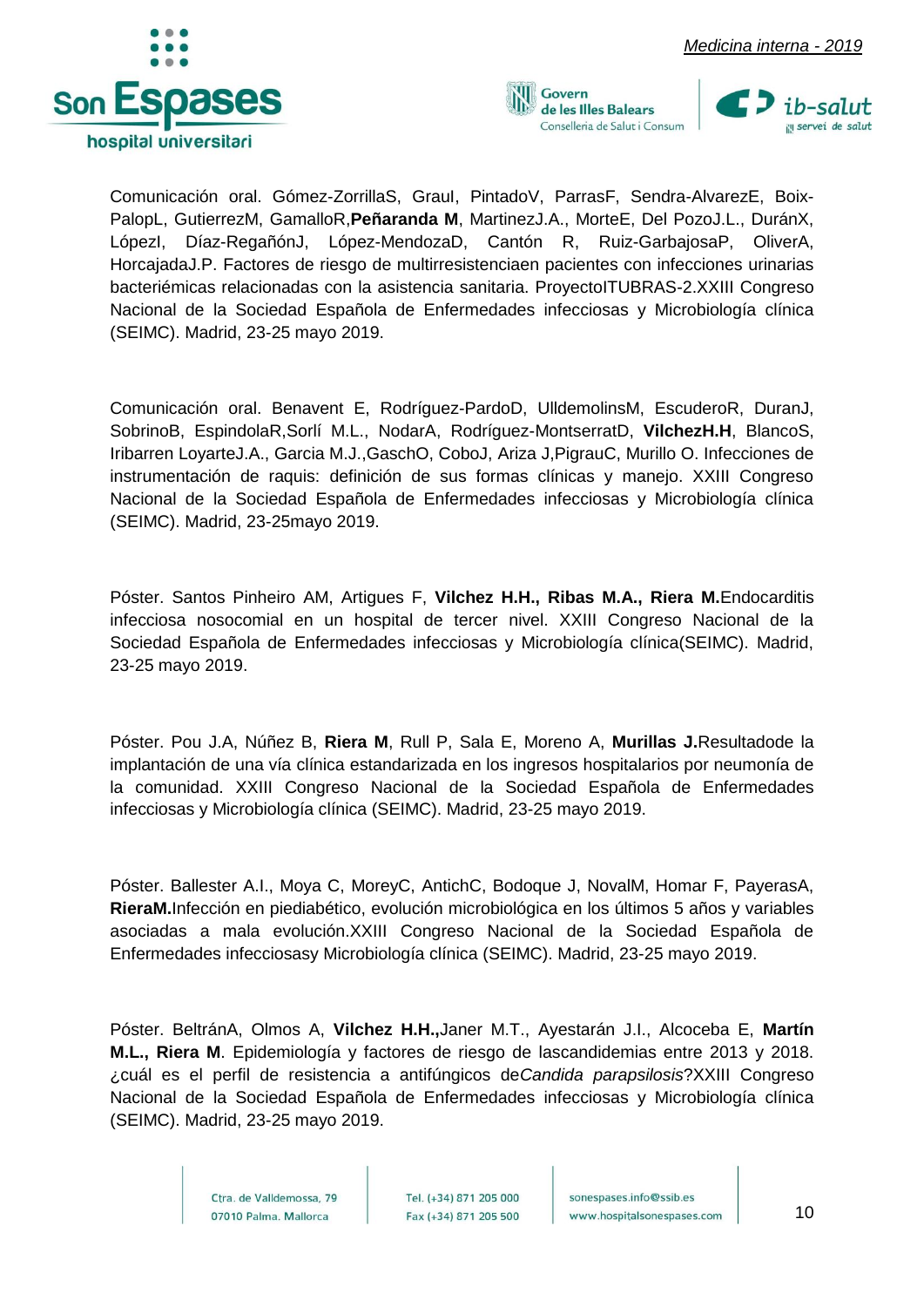Comunicación oral. Gómez-ZorrillaS, GrauI, PintadoV, ParrasF, Sendra-AlvarezE, Boix-PalopL, GutierrezM, GamalloR,**Peñaranda M**, MartinezJ.A., MorteE, Del PozoJ.L., DuránX, LópezI, Díaz-RegañónJ, López-MendozaD, Cantón R, Ruiz-GarbajosaP, OliverA, HorcajadaJ.P. Factores de riesgo de multirresistenciaen pacientes con infecciones urinarias bacteriémicas relacionadas con la asistencia sanitaria. ProyectoITUBRAS-2.XXIII Congreso Nacional de la Sociedad Española de Enfermedades infecciosas y Microbiología clínica (SEIMC). Madrid, 23-25 mayo 2019.

Comunicación oral. Benavent E, Rodríguez-PardoD, UlldemolinsM, EscuderoR, DuranJ, SobrinoB, EspindolaR,Sorlí M.L., NodarA, Rodríguez-MontserratD, **VilchezH.H**, BlancoS, Iribarren LoyarteJ.A., Garcia M.J.,GaschO, CoboJ, Ariza J,PigrauC, Murillo O. Infecciones de instrumentación de raquis: definición de sus formas clínicas y manejo. XXIII Congreso Nacional de la Sociedad Española de Enfermedades infecciosas y Microbiología clínica (SEIMC). Madrid, 23-25mayo 2019.

Póster. Santos Pinheiro AM, Artigues F, **Vilchez H.H., Ribas M.A., Riera M.**Endocarditis infecciosa nosocomial en un hospital de tercer nivel. XXIII Congreso Nacional de la Sociedad Española de Enfermedades infecciosas y Microbiología clínica(SEIMC). Madrid, 23-25 mayo 2019.

Póster. Pou J.A, Núñez B, **Riera M**, Rull P, Sala E, Moreno A, **Murillas J.**Resultadode la implantación de una vía clínica estandarizada en los ingresos hospitalarios por neumonía de la comunidad. XXIII Congreso Nacional de la Sociedad Española de Enfermedades infecciosas y Microbiología clínica (SEIMC). Madrid, 23-25 mayo 2019.

Póster. Ballester A.I., Moya C, MoreyC, AntichC, Bodoque J, NovalM, Homar F, PayerasA, **RieraM.**Infección en piediabético, evolución microbiológica en los últimos 5 años y variables asociadas a mala evolución.XXIII Congreso Nacional de la Sociedad Española de Enfermedades infecciosasy Microbiología clínica (SEIMC). Madrid, 23-25 mayo 2019.

Póster. BeltránA, Olmos A, **Vilchez H.H.,**Janer M.T., Ayestarán J.I., Alcoceba E, **Martín M.L., Riera M**. Epidemiología y factores de riesgo de lascandidemias entre 2013 y 2018. ¿cuál es el perfil de resistencia a antifúngicos de*Candida parapsilosis*?XXIII Congreso Nacional de la Sociedad Española de Enfermedades infecciosas y Microbiología clínica (SEIMC). Madrid, 23-25 mayo 2019.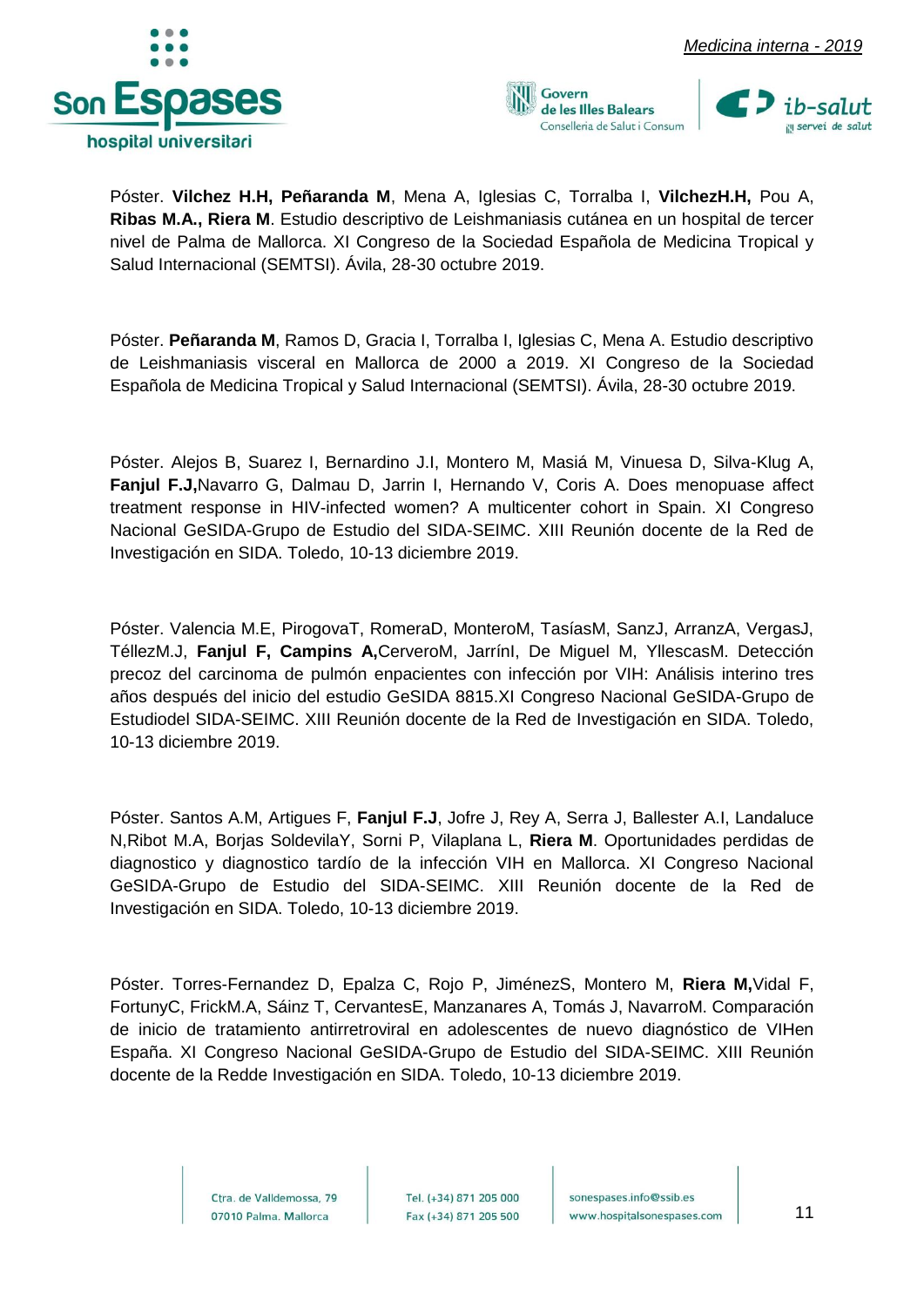Póster. **Vilchez H.H, Peñaranda M**, Mena A, Iglesias C, Torralba I, **VilchezH.H,** Pou A, **Ribas M.A., Riera M**. Estudio descriptivo de Leishmaniasis cutánea en un hospital de tercer nivel de Palma de Mallorca. XI Congreso de la Sociedad Española de Medicina Tropical y Salud Internacional (SEMTSI). Ávila, 28-30 octubre 2019.

Póster. **Peñaranda M**, Ramos D, Gracia I, Torralba I, Iglesias C, Mena A. Estudio descriptivo de Leishmaniasis visceral en Mallorca de 2000 a 2019. XI Congreso de la Sociedad Española de Medicina Tropical y Salud Internacional (SEMTSI). Ávila, 28-30 octubre 2019.

Póster. Alejos B, Suarez I, Bernardino J.I, Montero M, Masiá M, Vinuesa D, Silva-Klug A, **Fanjul F.J,**Navarro G, Dalmau D, Jarrin I, Hernando V, Coris A. Does menopuase affect treatment response in HIV-infected women? A multicenter cohort in Spain. XI Congreso Nacional GeSIDA-Grupo de Estudio del SIDA-SEIMC. XIII Reunión docente de la Red de Investigación en SIDA. Toledo, 10-13 diciembre 2019.

Póster. Valencia M.E, PirogovaT, RomeraD, MonteroM, TasíasM, SanzJ, ArranzA, VergasJ, TéllezM.J, **Fanjul F, Campins A,**CerveroM, JarrínI, De Miguel M, YllescasM. Detección precoz del carcinoma de pulmón enpacientes con infección por VIH: Análisis interino tres años después del inicio del estudio GeSIDA 8815.XI Congreso Nacional GeSIDA-Grupo de Estudiodel SIDA-SEIMC. XIII Reunión docente de la Red de Investigación en SIDA. Toledo, 10-13 diciembre 2019.

Póster. Santos A.M, Artigues F, **Fanjul F.J**, Jofre J, Rey A, Serra J, Ballester A.I, Landaluce N,Ribot M.A, Borjas SoldevilaY, Sorni P, Vilaplana L, **Riera M**. Oportunidades perdidas de diagnostico y diagnostico tardío de la infección VIH en Mallorca. XI Congreso Nacional GeSIDA-Grupo de Estudio del SIDA-SEIMC. XIII Reunión docente de la Red de Investigación en SIDA. Toledo, 10-13 diciembre 2019.

Póster. Torres-Fernandez D, Epalza C, Rojo P, JiménezS, Montero M, **Riera M,**Vidal F, FortunyC, FrickM.A, Sáinz T, CervantesE, Manzanares A, Tomás J, NavarroM. Comparación de inicio de tratamiento antirretroviral en adolescentes de nuevo diagnóstico de VIHen España. XI Congreso Nacional GeSIDA-Grupo de Estudio del SIDA-SEIMC. XIII Reunión docente de la Redde Investigación en SIDA. Toledo, 10-13 diciembre 2019.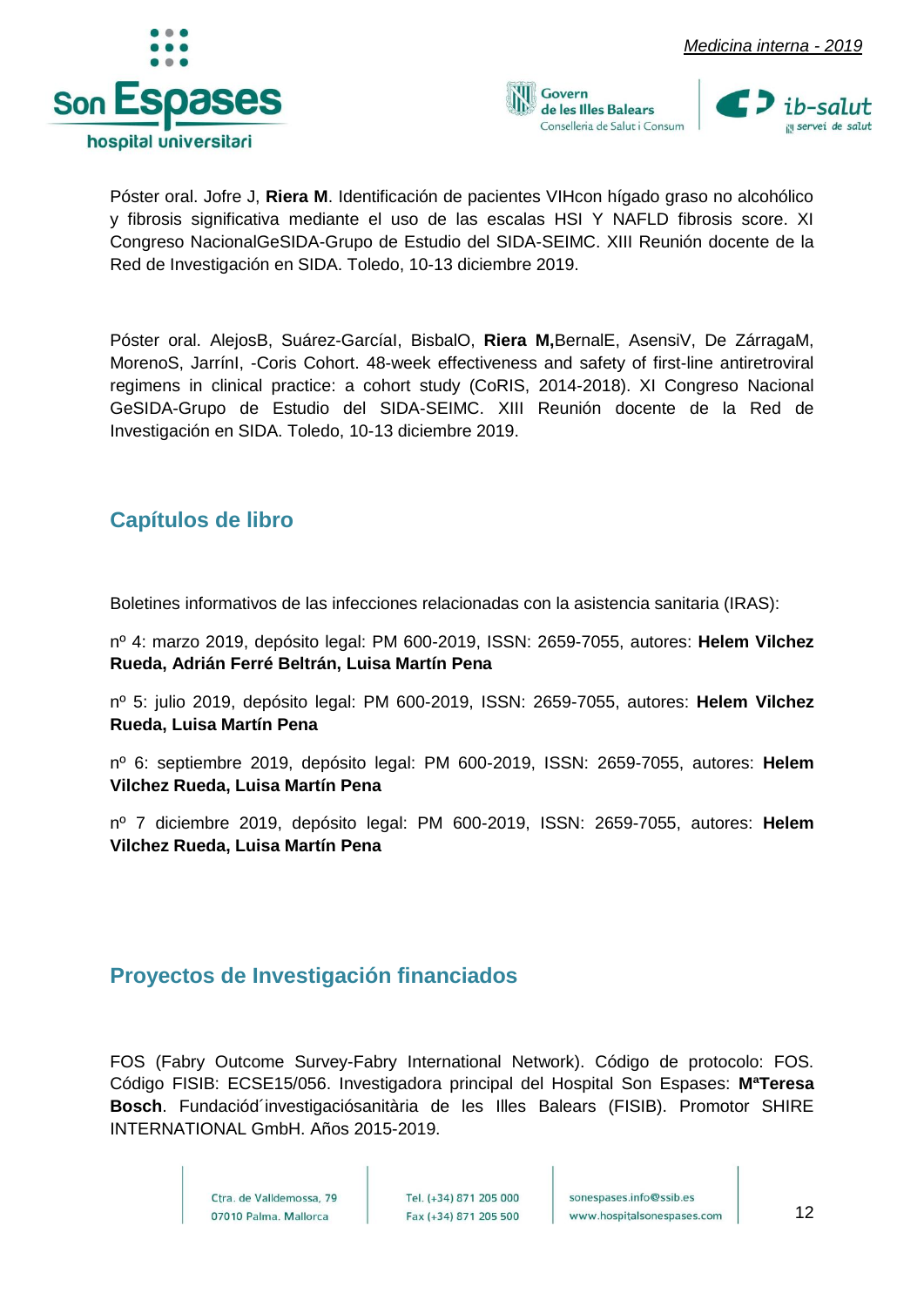Póster oral. Jofre J, **Riera M**. Identificación de pacientes VIHcon hígado graso no alcohólico y fibrosis significativa mediante el uso de las escalas HSI Y NAFLD fibrosis score. XI Congreso NacionalGeSIDA-Grupo de Estudio del SIDA-SEIMC. XIII Reunión docente de la Red de Investigación en SIDA. Toledo, 10-13 diciembre 2019.

Póster oral. AlejosB, Suárez-GarcíaI, BisbalO, **Riera M,**BernalE, AsensiV, De ZárragaM, MorenoS, JarrínI, -Coris Cohort. 48-week effectiveness and safety of first-line antiretroviral regimens in clinical practice: a cohort study (CoRIS, 2014-2018). XI Congreso Nacional GeSIDA-Grupo de Estudio del SIDA-SEIMC. XIII Reunión docente de la Red de Investigación en SIDA. Toledo, 10-13 diciembre 2019.

## Capítulos de libro

Boletines informativos de las infecciones relacionadas con la asistencia sanitaria (IRAS):

nº 4: marzo 2019, depósito legal: PM 600-2019, ISSN: 2659-7055, autores: **Helem Vilchez Rueda, Adrián Ferré Beltrán, Luisa Martín Pena**

nº 5: julio 2019, depósito legal: PM 600-2019, ISSN: 2659-7055, autores: **Helem Vilchez Rueda, Luisa Martín Pena**

nº 6: septiembre 2019, depósito legal: PM 600-2019, ISSN: 2659-7055, autores: **Helem Vilchez Rueda, Luisa Martín Pena**

nº 7 diciembre 2019, depósito legal: PM 600-2019, ISSN: 2659-7055, autores: **Helem Vilchez Rueda, Luisa Martín Pena**

## Proyectos de Investigación financiados

FOS (Fabry Outcome Survey-Fabry International Network). Código de protocolo: FOS. Código FISIB: ECSE15/056. Investigadora principal del Hospital Son Espases: **MªTeresa Bosch**. Fundaciód´investigaciósanitària de les Illes Balears (FISIB). Promotor SHIRE INTERNATIONAL GmbH. Años 2015-2019.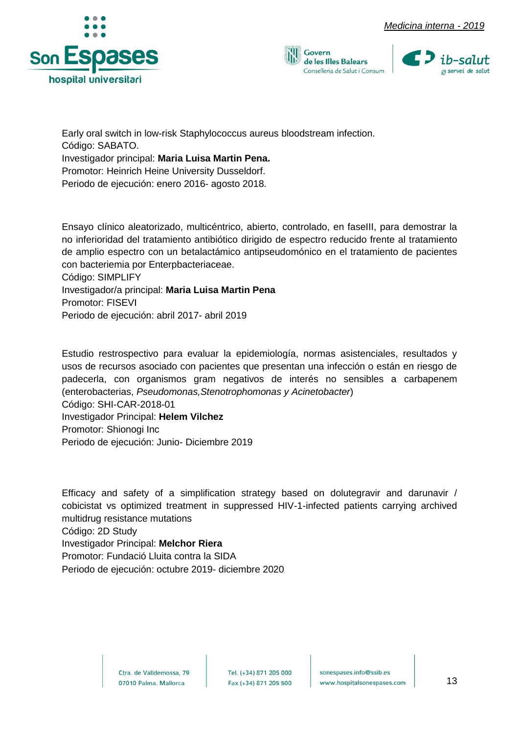Early oral switch in low-risk Staphylococcus aureus bloodstream infection.
Código: SABATO.
Investigador principal: **Maria Luisa Martin Pena.**
Promotor: Heinrich Heine University Dusseldorf.
Periodo de ejecución: enero 2016- agosto 2018.

Ensayo clínico aleatorizado, multicéntrico, abierto, controlado, en faseIII, para demostrar la no inferioridad del tratamiento antibiótico dirigido de espectro reducido frente al tratamiento de amplio espectro con un betalactámico antipseudomónico en el tratamiento de pacientes con bacteriemia por Enterpbacteriaceae.
Código: SIMPLIFY
Investigador/a principal: **Maria Luisa Martin Pena**
Promotor: FISEVI
Periodo de ejecución: abril 2017- abril 2019

Estudio restrospectivo para evaluar la epidemiología, normas asistenciales, resultados y usos de recursos asociado con pacientes que presentan una infección o están en riesgo de padecerla, con organismos gram negativos de interés no sensibles a carbapenem (enterobacterias, *Pseudomonas,Stenotrophomonas y Acinetobacter*)
Código: SHI-CAR-2018-01
Investigador Principal: **Helem Vilchez**
Promotor: Shionogi Inc
Periodo de ejecución: Junio- Diciembre 2019

Efficacy and safety of a simplification strategy based on dolutegravir and darunavir / cobicistat vs optimized treatment in suppressed HIV-1-infected patients carrying archived multidrug resistance mutations
Código: 2D Study
Investigador Principal: **Melchor Riera**
Promotor: Fundació Lluita contra la SIDA
Periodo de ejecución: octubre 2019- diciembre 2020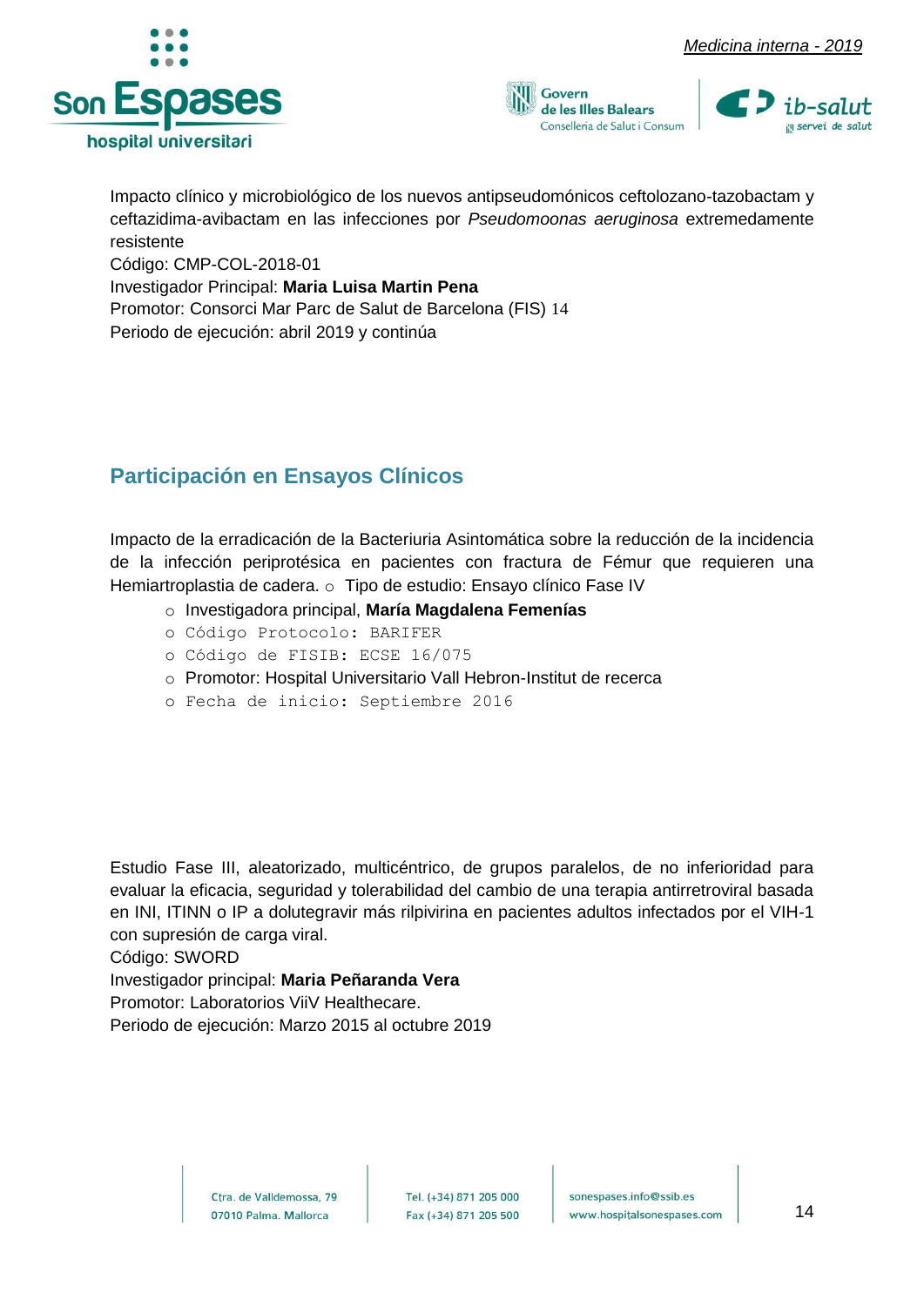Impacto clínico y microbiológico de los nuevos antipseudomónicos ceftolozano-tazobactam y ceftazidima-avibactam en las infecciones por *Pseudomoonas aeruginosa* extremedamente resistente
Código: CMP-COL-2018-01
Investigador Principal: **Maria Luisa Martin Pena**
Promotor: Consorci Mar Parc de Salut de Barcelona (FIS) 14
Periodo de ejecución: abril 2019 y continúa

## Participación en Ensayos Clínicos

Impacto de la erradicación de la Bacteriuria Asintomática sobre la reducción de la incidencia de la infección periprotésica en pacientes con fractura de Fémur que requieren una Hemiartroplastia de cadera. o Tipo de estudio: Ensayo clínico Fase IV

- Investigadora principal, **María Magdalena Femenías**
- Código Protocolo: BARIFER
- Código de FISIB: ECSE 16/075
- Promotor: Hospital Universitario Vall Hebron-Institut de recerca
- Fecha de inicio: Septiembre 2016

Estudio Fase III, aleatorizado, multicéntrico, de grupos paralelos, de no inferioridad para evaluar la eficacia, seguridad y tolerabilidad del cambio de una terapia antirretroviral basada en INI, ITINN o IP a dolutegravir más rilpivirina en pacientes adultos infectados por el VIH-1 con supresión de carga viral.
Código: SWORD
Investigador principal: **Maria Peñaranda Vera**
Promotor: Laboratorios ViiV Healthecare.
Periodo de ejecución: Marzo 2015 al octubre 2019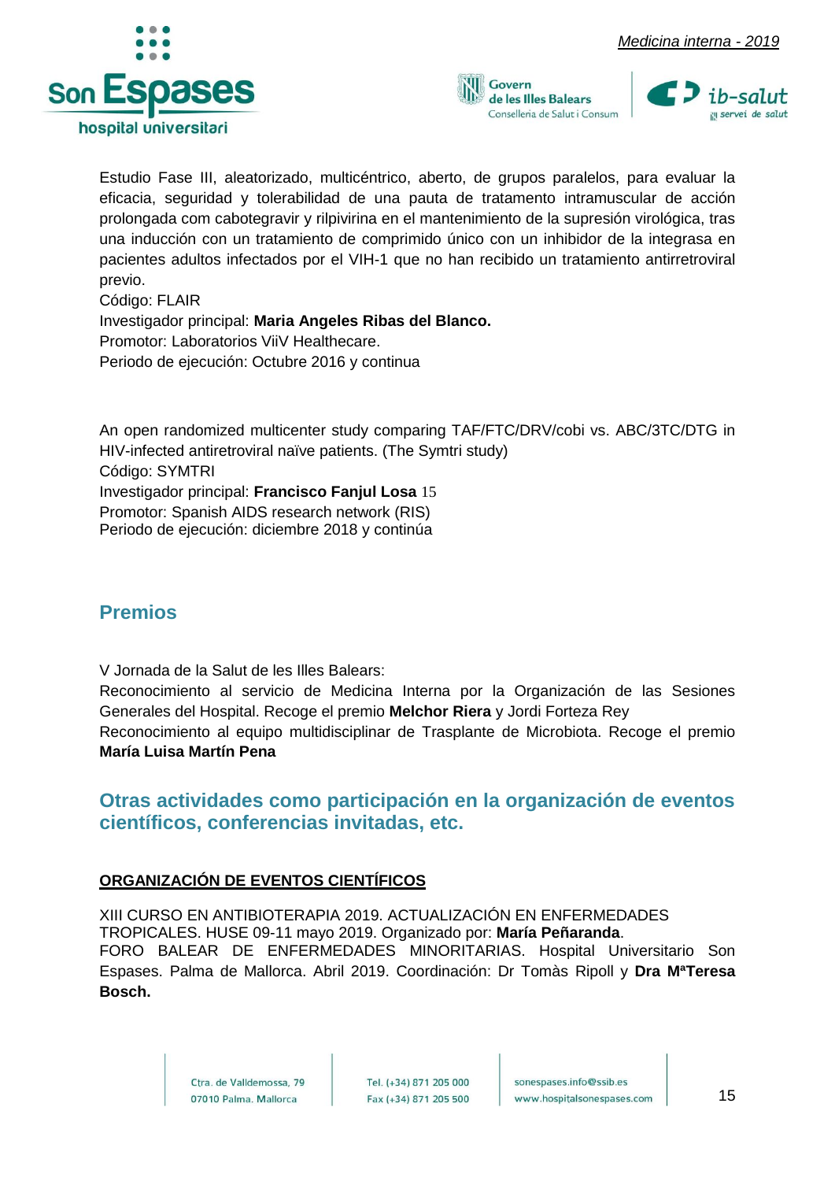Estudio Fase III, aleatorizado, multicéntrico, aberto, de grupos paralelos, para evaluar la eficacia, seguridad y tolerabilidad de una pauta de tratamento intramuscular de acción prolongada com cabotegravir y rilpivirina en el mantenimiento de la supresión virológica, tras una inducción con un tratamiento de comprimido único con un inhibidor de la integrasa en pacientes adultos infectados por el VIH-1 que no han recibido un tratamiento antirretroviral previo.
Código: FLAIR
Investigador principal: **Maria Angeles Ribas del Blanco.**
Promotor: Laboratorios ViiV Healthecare.
Periodo de ejecución: Octubre 2016 y continua

An open randomized multicenter study comparing TAF/FTC/DRV/cobi vs. ABC/3TC/DTG in HIV-infected antiretroviral naïve patients. (The Symtri study)
Código: SYMTRI
Investigador principal: **Francisco Fanjul Losa** 15
Promotor: Spanish AIDS research network (RIS)
Periodo de ejecución: diciembre 2018 y continúa

## Premios

V Jornada de la Salut de les Illes Balears:
Reconocimiento al servicio de Medicina Interna por la Organización de las Sesiones Generales del Hospital. Recoge el premio **Melchor Riera** y Jordi Forteza Rey
Reconocimiento al equipo multidisciplinar de Trasplante de Microbiota. Recoge el premio **María Luisa Martín Pena**

## Otras actividades como participación en la organización de eventos científicos, conferencias invitadas, etc.

### ORGANIZACIÓN DE EVENTOS CIENTÍFICOS

XIII CURSO EN ANTIBIOTERAPIA 2019. ACTUALIZACIÓN EN ENFERMEDADES TROPICALES. HUSE 09-11 mayo 2019. Organizado por: **María Peñaranda**.
FORO BALEAR DE ENFERMEDADES MINORITARIAS. Hospital Universitario Son Espases. Palma de Mallorca. Abril 2019. Coordinación: Dr Tomàs Ripoll y **Dra MªTeresa Bosch.**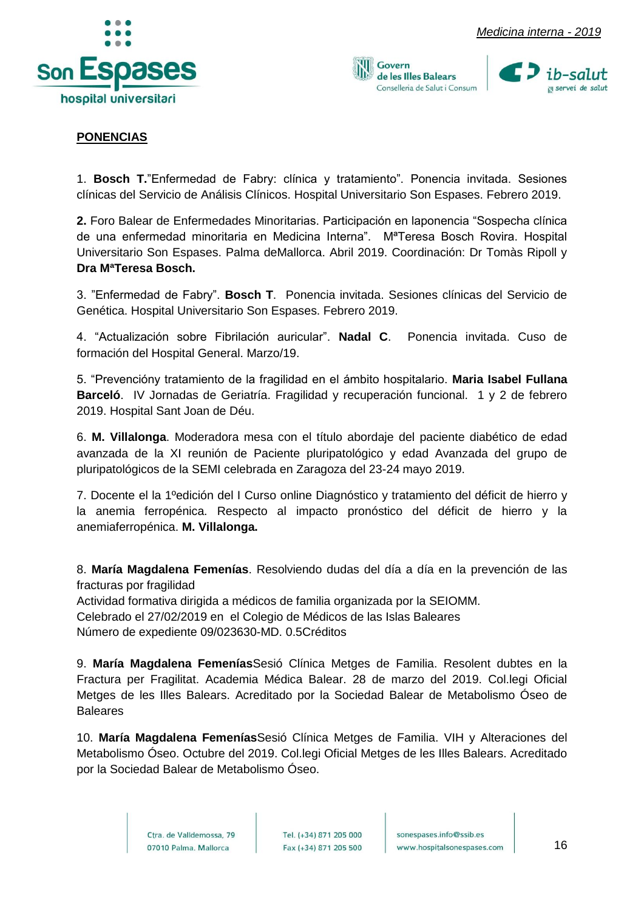**PONENCIAS**

1. **Bosch T.**"Enfermedad de Fabry: clínica y tratamiento". Ponencia invitada. Sesiones clínicas del Servicio de Análisis Clínicos. Hospital Universitario Son Espases. Febrero 2019.

**2.** Foro Balear de Enfermedades Minoritarias. Participación en laponencia "Sospecha clínica de una enfermedad minoritaria en Medicina Interna". MªTeresa Bosch Rovira. Hospital Universitario Son Espases. Palma deMallorca. Abril 2019. Coordinación: Dr Tomàs Ripoll y **Dra MªTeresa Bosch.**

3. "Enfermedad de Fabry". **Bosch T**. Ponencia invitada. Sesiones clínicas del Servicio de Genética. Hospital Universitario Son Espases. Febrero 2019.

4. "Actualización sobre Fibrilación auricular". **Nadal C**. Ponencia invitada. Cuso de formación del Hospital General. Marzo/19.

5. "Prevencióny tratamiento de la fragilidad en el ámbito hospitalario. **Maria Isabel Fullana Barceló**. IV Jornadas de Geriatría. Fragilidad y recuperación funcional. 1 y 2 de febrero 2019. Hospital Sant Joan de Déu.

6. **M. Villalonga**. Moderadora mesa con el título abordaje del paciente diabético de edad avanzada de la XI reunión de Paciente pluripatológico y edad Avanzada del grupo de pluripatológicos de la SEMI celebrada en Zaragoza del 23-24 mayo 2019.

7. Docente el la 1ºedición del I Curso online Diagnóstico y tratamiento del déficit de hierro y la anemia ferropénica. Respecto al impacto pronóstico del déficit de hierro y la anemiaferropénica. **M. Villalonga.**

8. **María Magdalena Femenías**. Resolviendo dudas del día a día en la prevención de las fracturas por fragilidad
Actividad formativa dirigida a médicos de familia organizada por la SEIOMM.
Celebrado el 27/02/2019 en el Colegio de Médicos de las Islas Baleares
Número de expediente 09/023630-MD. 0.5Créditos

9. **María Magdalena Femenías**Sesió Clínica Metges de Familia. Resolent dubtes en la Fractura per Fragilitat. Academia Médica Balear. 28 de marzo del 2019. Col.legi Oficial Metges de les Illes Balears. Acreditado por la Sociedad Balear de Metabolismo Óseo de Baleares

10. **María Magdalena Femenías**Sesió Clínica Metges de Familia. VIH y Alteraciones del Metabolismo Óseo. Octubre del 2019. Col.legi Oficial Metges de les Illes Balears. Acreditado por la Sociedad Balear de Metabolismo Óseo.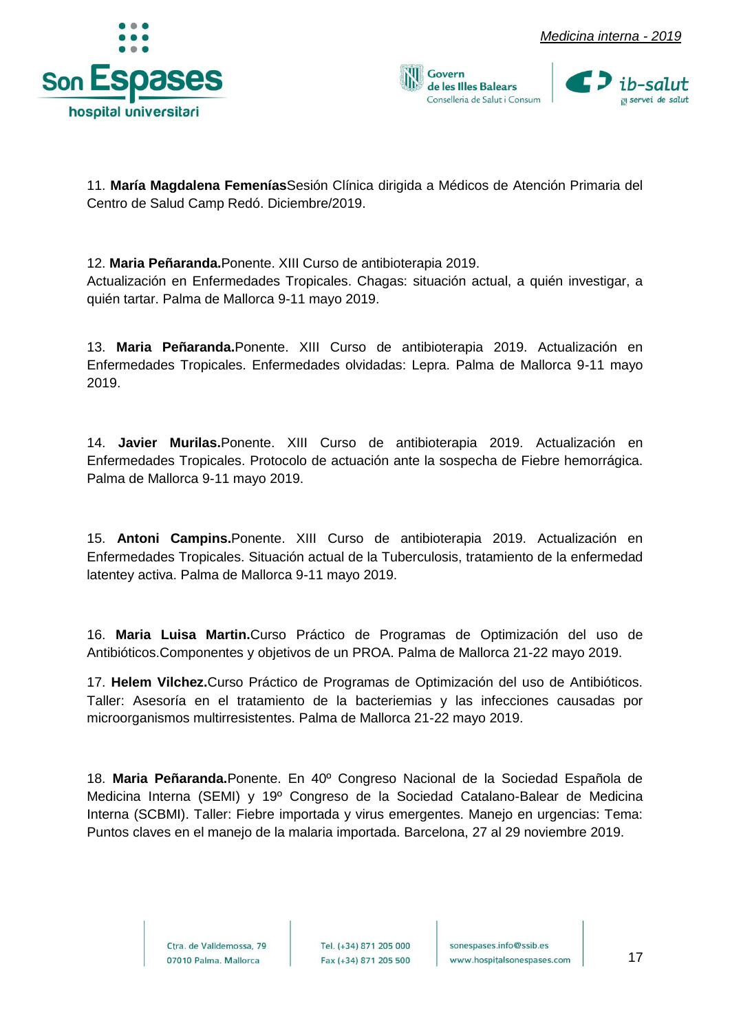11. **María Magdalena Femenías**Sesión Clínica dirigida a Médicos de Atención Primaria del Centro de Salud Camp Redó. Diciembre/2019.

12. **Maria Peñaranda.**Ponente. XIII Curso de antibioterapia 2019. Actualización en Enfermedades Tropicales. Chagas: situación actual, a quién investigar, a quién tartar. Palma de Mallorca 9-11 mayo 2019.

13. **Maria Peñaranda.**Ponente. XIII Curso de antibioterapia 2019. Actualización en Enfermedades Tropicales. Enfermedades olvidadas: Lepra. Palma de Mallorca 9-11 mayo 2019.

14. **Javier Murilas.**Ponente. XIII Curso de antibioterapia 2019. Actualización en Enfermedades Tropicales. Protocolo de actuación ante la sospecha de Fiebre hemorrágica. Palma de Mallorca 9-11 mayo 2019.

15. **Antoni Campins.**Ponente. XIII Curso de antibioterapia 2019. Actualización en Enfermedades Tropicales. Situación actual de la Tuberculosis, tratamiento de la enfermedad latentey activa. Palma de Mallorca 9-11 mayo 2019.

16. **Maria Luisa Martin.**Curso Práctico de Programas de Optimización del uso de Antibióticos.Componentes y objetivos de un PROA. Palma de Mallorca 21-22 mayo 2019.

17. **Helem Vilchez.**Curso Práctico de Programas de Optimización del uso de Antibióticos. Taller: Asesoría en el tratamiento de la bacteriemias y las infecciones causadas por microorganismos multirresistentes. Palma de Mallorca 21-22 mayo 2019.

18. **Maria Peñaranda.**Ponente. En 40º Congreso Nacional de la Sociedad Española de Medicina Interna (SEMI) y 19º Congreso de la Sociedad Catalano-Balear de Medicina Interna (SCBMI). Taller: Fiebre importada y virus emergentes. Manejo en urgencias: Tema: Puntos claves en el manejo de la malaria importada. Barcelona, 27 al 29 noviembre 2019.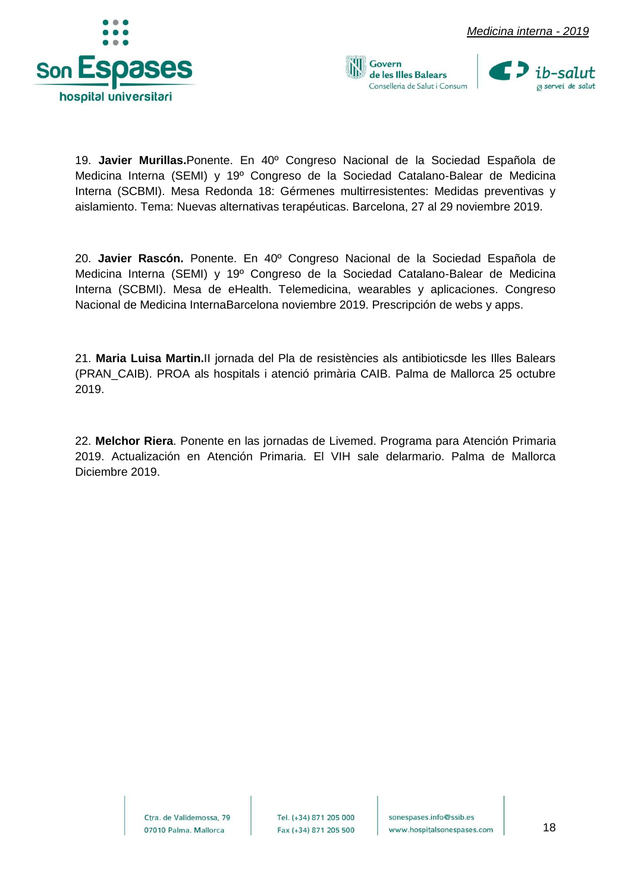19. **Javier Murillas.**Ponente. En 40º Congreso Nacional de la Sociedad Española de Medicina Interna (SEMI) y 19º Congreso de la Sociedad Catalano-Balear de Medicina Interna (SCBMI). Mesa Redonda 18: Gérmenes multirresistentes: Medidas preventivas y aislamiento. Tema: Nuevas alternativas terapéuticas. Barcelona, 27 al 29 noviembre 2019.

20. **Javier Rascón.** Ponente. En 40º Congreso Nacional de la Sociedad Española de Medicina Interna (SEMI) y 19º Congreso de la Sociedad Catalano-Balear de Medicina Interna (SCBMI). Mesa de eHealth. Telemedicina, wearables y aplicaciones. Congreso Nacional de Medicina InternaBarcelona noviembre 2019. Prescripción de webs y apps.

21. **Maria Luisa Martin.**II jornada del Pla de resistències als antibioticsde les Illes Balears (PRAN_CAIB). PROA als hospitals i atenció primària CAIB. Palma de Mallorca 25 octubre 2019.

22. **Melchor Riera**. Ponente en las jornadas de Livemed. Programa para Atención Primaria 2019. Actualización en Atención Primaria. El VIH sale delarmario. Palma de Mallorca Diciembre 2019.